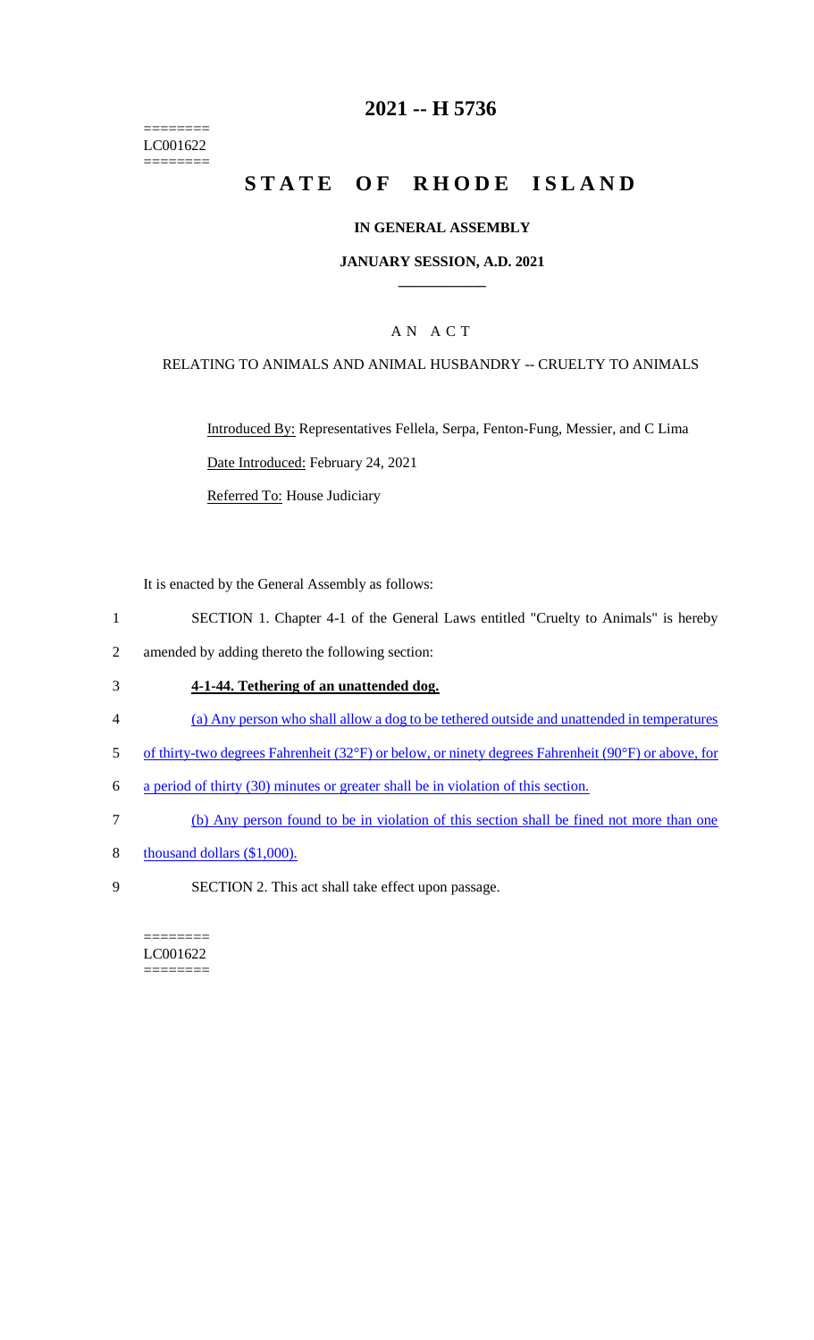========
LC001622
========

# 2021 -- H 5736

# STATE OF RHODE ISLAND

## IN GENERAL ASSEMBLY

### JANUARY SESSION, A.D. 2021

### A N A C T

RELATING TO ANIMALS AND ANIMAL HUSBANDRY -- CRUELTY TO ANIMALS

Introduced By: Representatives Fellela, Serpa, Fenton-Fung, Messier, and C Lima

Date Introduced: February 24, 2021

Referred To: House Judiciary

It is enacted by the General Assembly as follows:

1 SECTION 1. Chapter 4-1 of the General Laws entitled "Cruelty to Animals" is hereby
2 amended by adding thereto the following section:

3 **4-1-44. Tethering of an unattended dog.**

4 (a) Any person who shall allow a dog to be tethered outside and unattended in temperatures
5 of thirty-two degrees Fahrenheit (32°F) or below, or ninety degrees Fahrenheit (90°F) or above, for
6 a period of thirty (30) minutes or greater shall be in violation of this section.

7 (b) Any person found to be in violation of this section shall be fined not more than one
8 thousand dollars ($1,000).

9 SECTION 2. This act shall take effect upon passage.

========
LC001622
========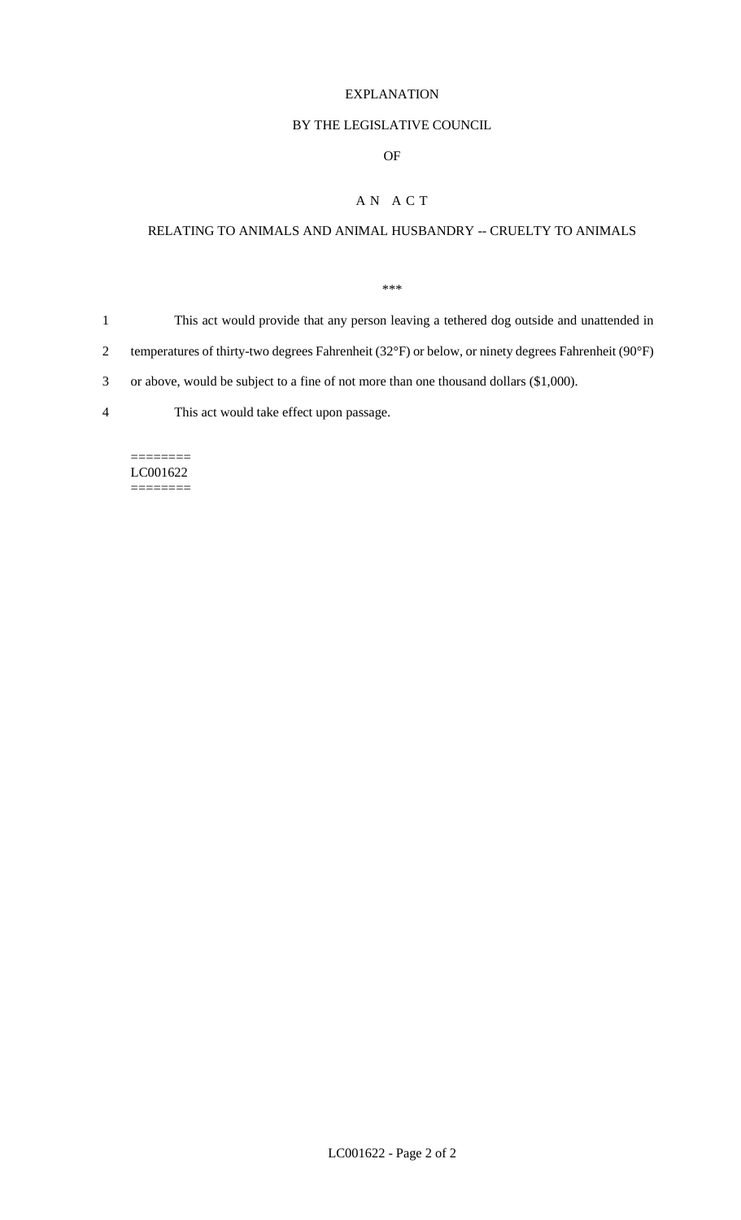EXPLANATION

BY THE LEGISLATIVE COUNCIL

OF

A N A C T

RELATING TO ANIMALS AND ANIMAL HUSBANDRY -- CRUELTY TO ANIMALS

\*\*\*

1 This act would provide that any person leaving a tethered dog outside and unattended in
2 temperatures of thirty-two degrees Fahrenheit (32°F) or below, or ninety degrees Fahrenheit (90°F)
3 or above, would be subject to a fine of not more than one thousand dollars ($1,000).
4 This act would take effect upon passage.

========
LC001622
========